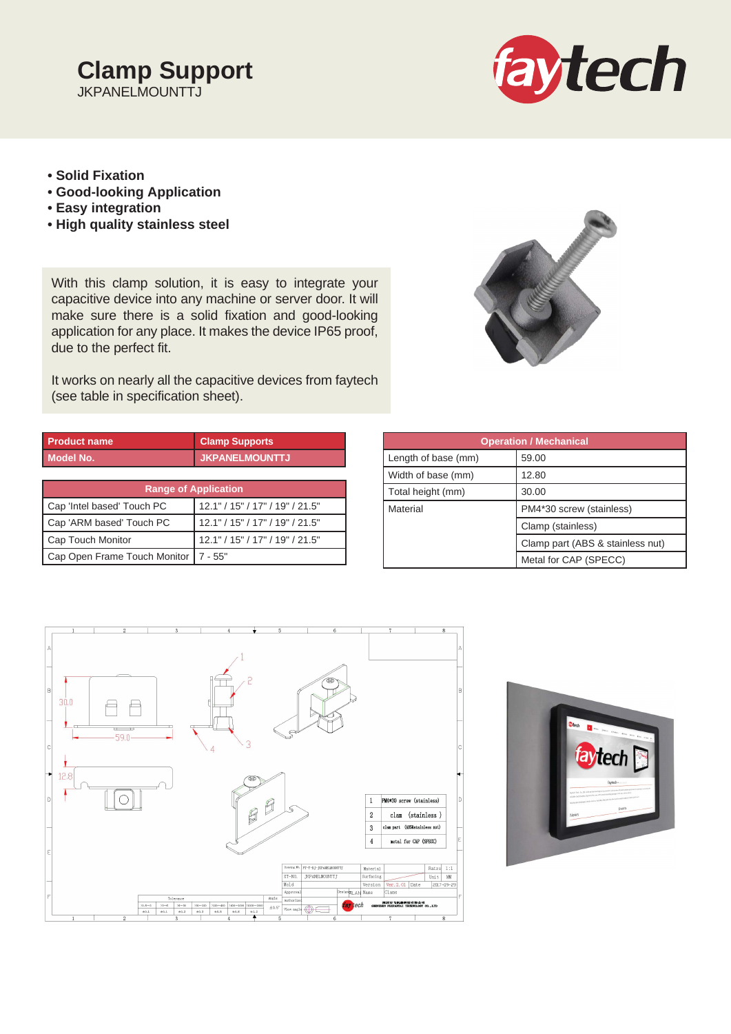# Clamp Support

JKPANELMOUNTTJ

- **Solid Fixation**
- **Good-looking Application**
- **Easy integration**
- **High quality stainless steel**

With this clamp solution, it is easy to integrate your capacitive device into any machine or server door. It will make sure there is a solid fixation and good-looking application for any place. It makes the device IP65 proof, due to the perfect fit.

It works on nearly all the capacitive devices from faytech (see table in specification sheet).

| Product name | Clamp Supports |
|---|---|
| Model No. | JKPANELMOUNTTJ |

| Range of Application | |
|---|---|
| Cap 'Intel based' Touch PC | 12.1" / 15" / 17" / 19" / 21.5" |
| Cap 'ARM based' Touch PC | 12.1" / 15" / 17" / 19" / 21.5" |
| Cap Touch Monitor | 12.1" / 15" / 17" / 19" / 21.5" |
| Cap Open Frame Touch Monitor | 7 - 55" |

| Operation / Mechanical | |
|---|---|
| Length of base (mm) | 59.00 |
| Width of base (mm) | 12.80 |
| Total height (mm) | 30.00 |
| Material | PM4*30 screw (stainless) |
| | Clamp (stainless) |
| | Clamp part (ABS & stainless nut) |
| | Metal for CAP (SPECC) |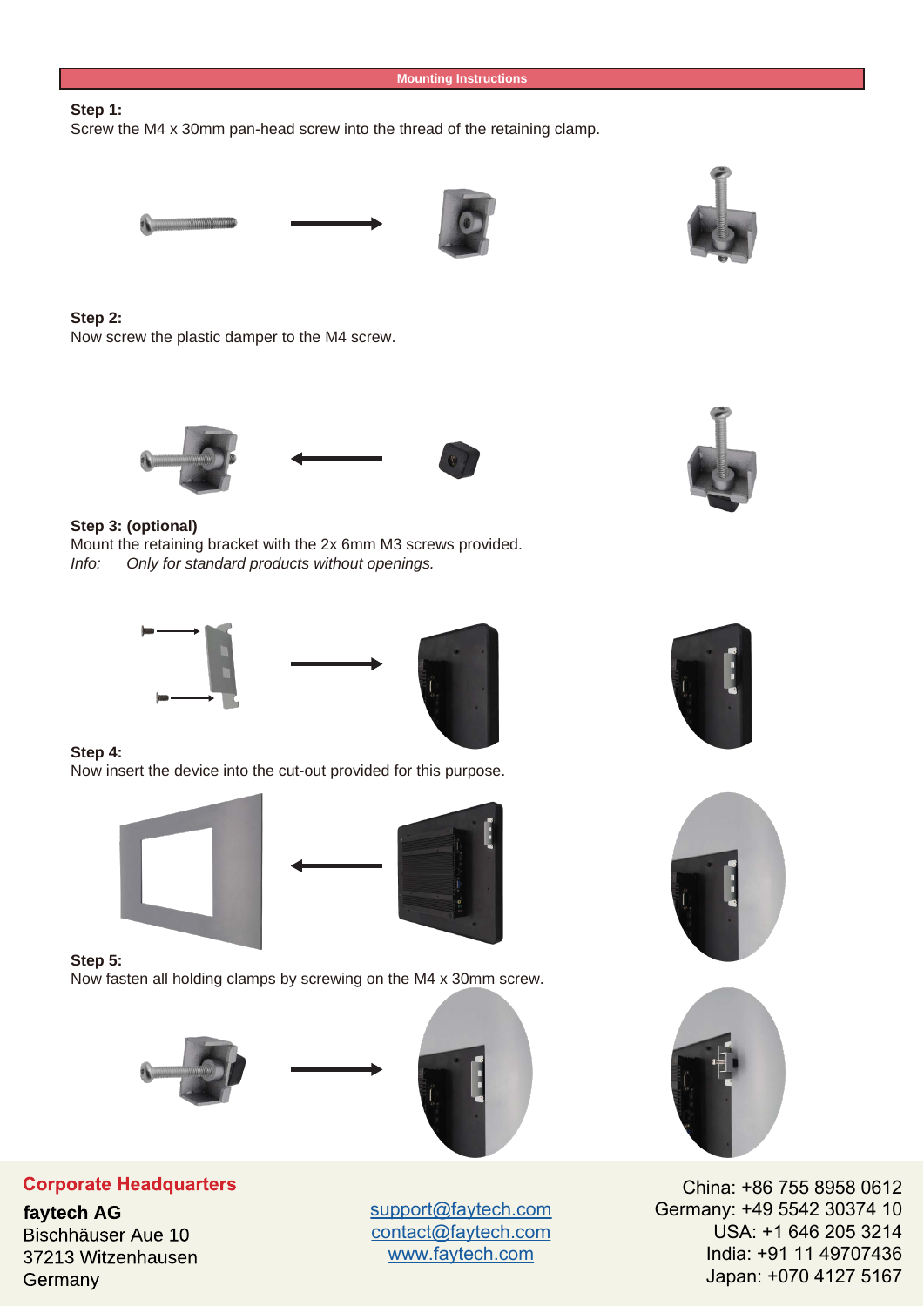## Mounting Instructions

**Step 1:**
Screw the M4 x 30mm pan-head screw into the thread of the retaining clamp.

**Step 2:**
Now screw the plastic damper to the M4 screw.

**Step 3: (optional)**
Mount the retaining bracket with the 2x 6mm M3 screws provided.
*Info: Only for standard products without openings.*

**Step 4:**
Now insert the device into the cut-out provided for this purpose.

**Step 5:**
Now fasten all holding clamps by screwing on the M4 x 30mm screw.

**Corporate Headquarters**

**faytech AG**
Bischhäuser Aue 10
37213 Witzenhausen
Germany

support@faytech.com
contact@faytech.com
www.faytech.com

China: +86 755 8958 0612
Germany: +49 5542 30374 10
USA: +1 646 205 3214
India: +91 11 49707436
Japan: +070 4127 5167